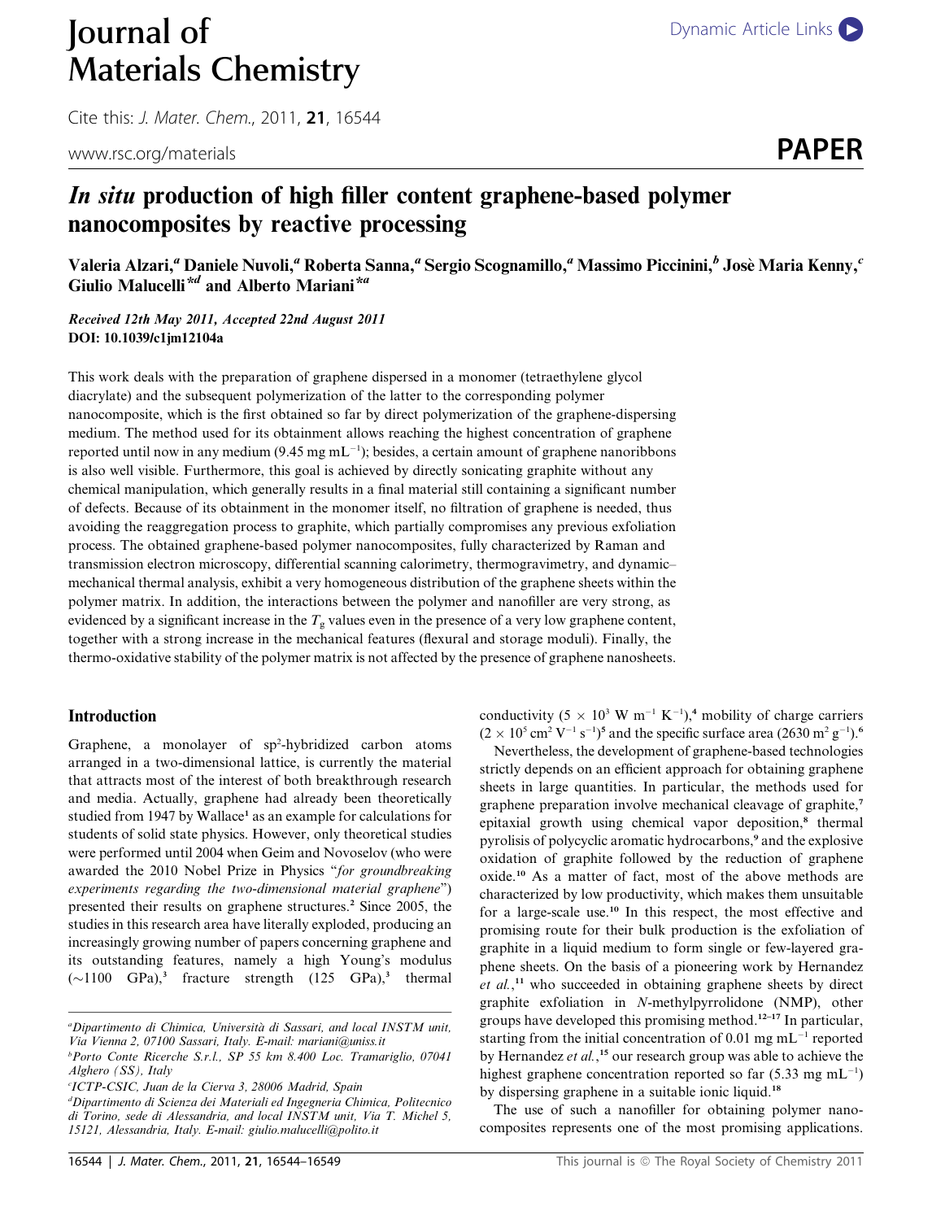# *In situ* production of high filler content graphene-based polymer nanocomposites by reactive processing

Valeria Alzari,[a] Daniele Nuvoli,[a] Roberta Sanna,[a] Sergio Scognamillo,[a] Massimo Piccinini,[b] Josè Maria Kenny,[c] Giulio Malucelli*[d] and Alberto Mariani*[a]

*Received 12th May 2011, Accepted 22nd August 2011*
**DOI: 10.1039/c1jm12104a**

This work deals with the preparation of graphene dispersed in a monomer (tetraethylene glycol diacrylate) and the subsequent polymerization of the latter to the corresponding polymer nanocomposite, which is the first obtained so far by direct polymerization of the graphene-dispersing medium. The method used for its obtainment allows reaching the highest concentration of graphene reported until now in any medium (9.45 mg $mL^{-1}$); besides, a certain amount of graphene nanoribbons is also well visible. Furthermore, this goal is achieved by directly sonicating graphite without any chemical manipulation, which generally results in a final material still containing a significant number of defects. Because of its obtainment in the monomer itself, no filtration of graphene is needed, thus avoiding the reaggregation process to graphite, which partially compromises any previous exfoliation process. The obtained graphene-based polymer nanocomposites, fully characterized by Raman and transmission electron microscopy, differential scanning calorimetry, thermogravimetry, and dynamic–mechanical thermal analysis, exhibit a very homogeneous distribution of the graphene sheets within the polymer matrix. In addition, the interactions between the polymer and nanofiller are very strong, as evidenced by a significant increase in the $T_g$ values even in the presence of a very low graphene content, together with a strong increase in the mechanical features (flexural and storage moduli). Finally, the thermo-oxidative stability of the polymer matrix is not affected by the presence of graphene nanosheets.

## Introduction

Graphene, a monolayer of $sp^2$-hybridized carbon atoms arranged in a two-dimensional lattice, is currently the material that attracts most of the interest of both breakthrough research and media. Actually, graphene had already been theoretically studied from 1947 by Wallace[1] as an example for calculations for students of solid state physics. However, only theoretical studies were performed until 2004 when Geim and Novoselov (who were awarded the 2010 Nobel Prize in Physics "*for groundbreaking experiments regarding the two-dimensional material graphene*") presented their results on graphene structures.[2] Since 2005, the studies in this research area have literally exploded, producing an increasingly growing number of papers concerning graphene and its outstanding features, namely a high Young's modulus (~1100 GPa),[3] fracture strength (125 GPa),[3] thermal conductivity ($5 \times 10^3$ W $m^{-1}$ $K^{-1}$),[4] mobility of charge carriers ($2 \times 10^5$ $cm^2$ $V^{-1}$ $s^{-1}$)[5] and the specific surface area (2630 $m^2$ $g^{-1}$).[6]

Nevertheless, the development of graphene-based technologies strictly depends on an efficient approach for obtaining graphene sheets in large quantities. In particular, the methods used for graphene preparation involve mechanical cleavage of graphite,[7] epitaxial growth using chemical vapor deposition,[8] thermal pyrolisis of polycyclic aromatic hydrocarbons,[9] and the explosive oxidation of graphite followed by the reduction of graphene oxide.[10] As a matter of fact, most of the above methods are characterized by low productivity, which makes them unsuitable for a large-scale use.[10] In this respect, the most effective and promising route for their bulk production is the exfoliation of graphite in a liquid medium to form single or few-layered graphene sheets. On the basis of a pioneering work by Hernandez *et al.*,[11] who succeeded in obtaining graphene sheets by direct graphite exfoliation in *N*-methylpyrrolidone (NMP), other groups have developed this promising method.[12–17] In particular, starting from the initial concentration of 0.01 mg $mL^{-1}$ reported by Hernandez *et al.*,[15] our research group was able to achieve the highest graphene concentration reported so far (5.33 mg $mL^{-1}$) by dispersing graphene in a suitable ionic liquid.[18]

The use of such a nanofiller for obtaining polymer nanocomposites represents one of the most promising applications.

[a] Dipartimento di Chimica, Università di Sassari, and local INSTM unit, Via Vienna 2, 07100 Sassari, Italy. E-mail: mariani@uniss.it
[b] Porto Conte Ricerche S.r.l., SP 55 km 8.400 Loc. Tramariglio, 07041 Alghero (SS), Italy
[c] ICTP-CSIC, Juan de la Cierva 3, 28006 Madrid, Spain
[d] Dipartimento di Scienza dei Materiali ed Ingegneria Chimica, Politecnico di Torino, sede di Alessandria, and local INSTM unit, Via T. Michel 5, 15121, Alessandria, Italy. E-mail: giulio.malucelli@polito.it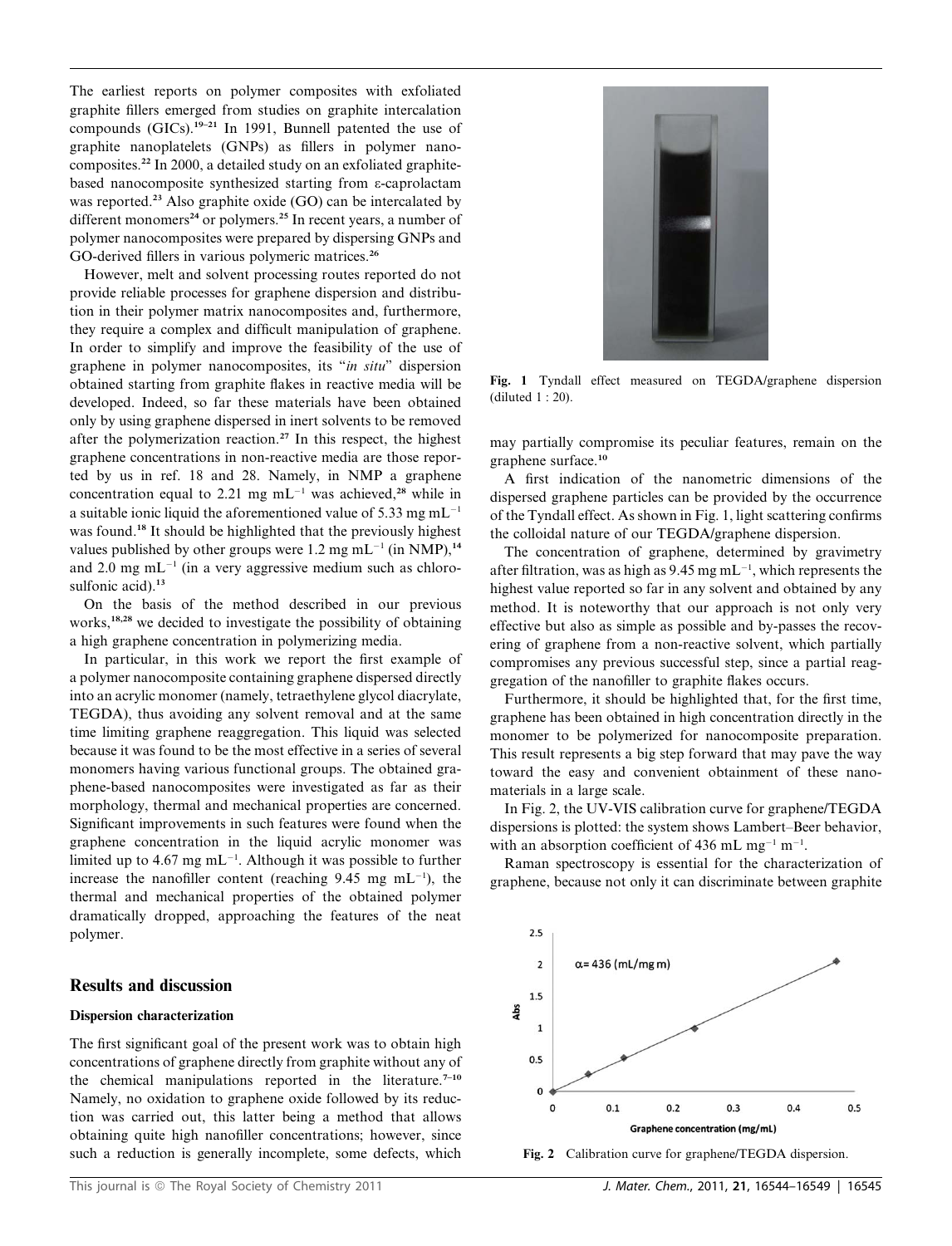The earliest reports on polymer composites with exfoliated graphite fillers emerged from studies on graphite intercalation compounds (GICs).[19–21] In 1991, Bunnell patented the use of graphite nanoplatelets (GNPs) as fillers in polymer nanocomposites.[22] In 2000, a detailed study on an exfoliated graphite-based nanocomposite synthesized starting from ε-caprolactam was reported.[23] Also graphite oxide (GO) can be intercalated by different monomers[24] or polymers.[25] In recent years, a number of polymer nanocomposites were prepared by dispersing GNPs and GO-derived fillers in various polymeric matrices.[26]

However, melt and solvent processing routes reported do not provide reliable processes for graphene dispersion and distribution in their polymer matrix nanocomposites and, furthermore, they require a complex and difficult manipulation of graphene. In order to simplify and improve the feasibility of the use of graphene in polymer nanocomposites, its "*in situ*" dispersion obtained starting from graphite flakes in reactive media will be developed. Indeed, so far these materials have been obtained only by using graphene dispersed in inert solvents to be removed after the polymerization reaction.[27] In this respect, the highest graphene concentrations in non-reactive media are those reported by us in ref. 18 and 28. Namely, in NMP a graphene concentration equal to 2.21 mg mL$^{-1}$ was achieved,[28] while in a suitable ionic liquid the aforementioned value of 5.33 mg mL$^{-1}$ was found.[18] It should be highlighted that the previously highest values published by other groups were 1.2 mg mL$^{-1}$ (in NMP),[14] and 2.0 mg mL$^{-1}$ (in a very aggressive medium such as chlorosulfonic acid).[13]

On the basis of the method described in our previous works,[18,28] we decided to investigate the possibility of obtaining a high graphene concentration in polymerizing media.

In particular, in this work we report the first example of a polymer nanocomposite containing graphene dispersed directly into an acrylic monomer (namely, tetraethylene glycol diacrylate, TEGDA), thus avoiding any solvent removal and at the same time limiting graphene reaggregation. This liquid was selected because it was found to be the most effective in a series of several monomers having various functional groups. The obtained graphene-based nanocomposites were investigated as far as their morphology, thermal and mechanical properties are concerned. Significant improvements in such features were found when the graphene concentration in the liquid acrylic monomer was limited up to 4.67 mg mL$^{-1}$. Although it was possible to further increase the nanofiller content (reaching 9.45 mg mL$^{-1}$), the thermal and mechanical properties of the obtained polymer dramatically dropped, approaching the features of the neat polymer.

## Results and discussion

### Dispersion characterization

The first significant goal of the present work was to obtain high concentrations of graphene directly from graphite without any of the chemical manipulations reported in the literature.[7–10] Namely, no oxidation to graphene oxide followed by its reduction was carried out, this latter being a method that allows obtaining quite high nanofiller concentrations; however, since such a reduction is generally incomplete, some defects, which may partially compromise its peculiar features, remain on the graphene surface.[10]

Fig. 1 Tyndall effect measured on TEGDA/graphene dispersion (diluted 1 : 20).

A first indication of the nanometric dimensions of the dispersed graphene particles can be provided by the occurrence of the Tyndall effect. As shown in Fig. 1, light scattering confirms the colloidal nature of our TEGDA/graphene dispersion.

The concentration of graphene, determined by gravimetry after filtration, was as high as 9.45 mg mL$^{-1}$, which represents the highest value reported so far in any solvent and obtained by any method. It is noteworthy that our approach is not only very effective but also as simple as possible and by-passes the recovering of graphene from a non-reactive solvent, which partially compromises any previous successful step, since a partial reaggregation of the nanofiller to graphite flakes occurs.

Furthermore, it should be highlighted that, for the first time, graphene has been obtained in high concentration directly in the monomer to be polymerized for nanocomposite preparation. This result represents a big step forward that may pave the way toward the easy and convenient obtainment of these nanomaterials in a large scale.

In Fig. 2, the UV-VIS calibration curve for graphene/TEGDA dispersions is plotted: the system shows Lambert–Beer behavior, with an absorption coefficient of 436 mL mg$^{-1}$ m$^{-1}$.

Raman spectroscopy is essential for the characterization of graphene, because not only it can discriminate between graphite

Fig. 2 Calibration curve for graphene/TEGDA dispersion.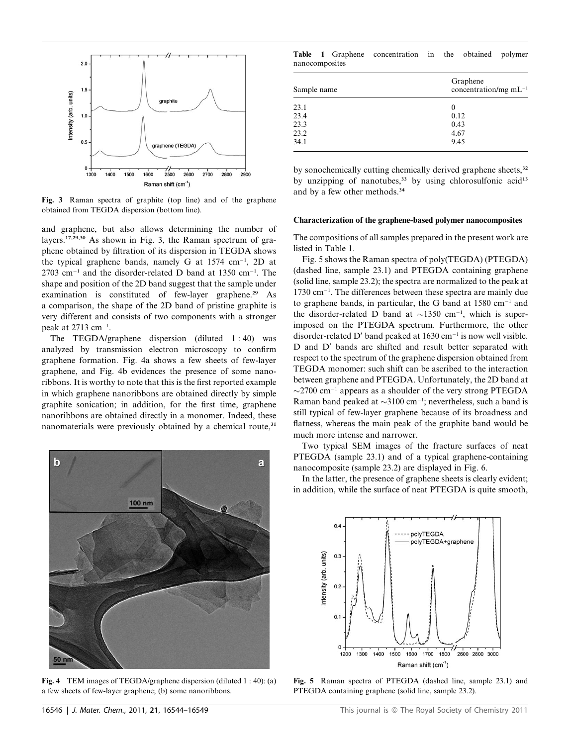Fig. 3 Raman spectra of graphite (top line) and of the graphene obtained from TEGDA dispersion (bottom line).

and graphene, but also allows determining the number of layers.[17,29,30] As shown in Fig. 3, the Raman spectrum of graphene obtained by filtration of its dispersion in TEGDA shows the typical graphene bands, namely G at 1574 cm$^{-1}$, 2D at 2703 cm$^{-1}$ and the disorder-related D band at 1350 cm$^{-1}$. The shape and position of the 2D band suggest that the sample under examination is constituted of few-layer graphene.[29] As a comparison, the shape of the 2D band of pristine graphite is very different and consists of two components with a stronger peak at 2713 cm$^{-1}$.

The TEGDA/graphene dispersion (diluted 1 : 40) was analyzed by transmission electron microscopy to confirm graphene formation. Fig. 4a shows a few sheets of few-layer graphene, and Fig. 4b evidences the presence of some nanoribbons. It is worthy to note that this is the first reported example in which graphene nanoribbons are obtained directly by simple graphite sonication; in addition, for the first time, graphene nanoribbons are obtained directly in a monomer. Indeed, these nanomaterials were previously obtained by a chemical route,[31] by sonochemically cutting chemically derived graphene sheets,[32] by unzipping of nanotubes,[33] by using chlorosulfonic acid[13] and by a few other methods.[34]

Fig. 4 TEM images of TEGDA/graphene dispersion (diluted 1 : 40): (a) a few sheets of few-layer graphene; (b) some nanoribbons.

**Table 1** Graphene concentration in the obtained polymer nanocomposites

| Sample name | Graphene concentration/mg mL$^{-1}$ |
|---|---|
| 23.1 | 0 |
| 23.4 | 0.12 |
| 23.3 | 0.43 |
| 23.2 | 4.67 |
| 34.1 | 9.45 |

### Characterization of the graphene-based polymer nanocomposites

The compositions of all samples prepared in the present work are listed in Table 1.

Fig. 5 shows the Raman spectra of poly(TEGDA) (PTEGDA) (dashed line, sample 23.1) and PTEGDA containing graphene (solid line, sample 23.2); the spectra are normalized to the peak at 1730 cm$^{-1}$. The differences between these spectra are mainly due to graphene bands, in particular, the G band at 1580 cm$^{-1}$ and the disorder-related D band at ~1350 cm$^{-1}$, which is superimposed on the PTEGDA spectrum. Furthermore, the other disorder-related D′ band peaked at 1630 cm$^{-1}$ is now well visible. D and D′ bands are shifted and result better separated with respect to the spectrum of the graphene dispersion obtained from TEGDA monomer: such shift can be ascribed to the interaction between graphene and PTEGDA. Unfortunately, the 2D band at ~2700 cm$^{-1}$ appears as a shoulder of the very strong PTEGDA Raman band peaked at ~3100 cm$^{-1}$; nevertheless, such a band is still typical of few-layer graphene because of its broadness and flatness, whereas the main peak of the graphite band would be much more intense and narrower.

Two typical SEM images of the fracture surfaces of neat PTEGDA (sample 23.1) and of a typical graphene-containing nanocomposite (sample 23.2) are displayed in Fig. 6.

In the latter, the presence of graphene sheets is clearly evident; in addition, while the surface of neat PTEGDA is quite smooth,

Fig. 5 Raman spectra of PTEGDA (dashed line, sample 23.1) and PTEGDA containing graphene (solid line, sample 23.2).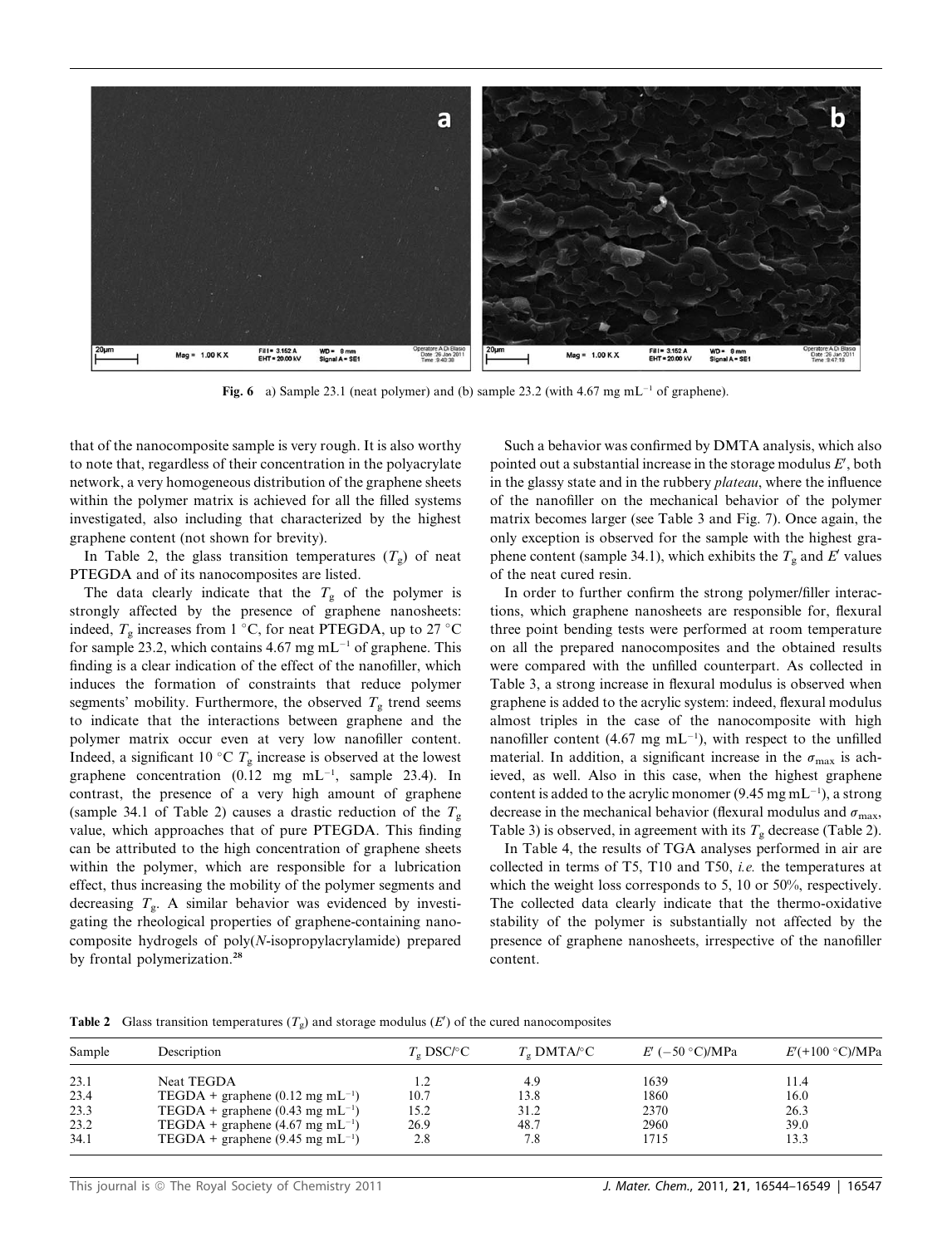Fig. 6 a) Sample 23.1 (neat polymer) and (b) sample 23.2 (with 4.67 mg mL$^{-1}$ of graphene).

that of the nanocomposite sample is very rough. It is also worthy to note that, regardless of their concentration in the polyacrylate network, a very homogeneous distribution of the graphene sheets within the polymer matrix is achieved for all the filled systems investigated, also including that characterized by the highest graphene content (not shown for brevity).

In Table 2, the glass transition temperatures ($T_g$) of neat PTEGDA and of its nanocomposites are listed.

The data clearly indicate that the $T_g$ of the polymer is strongly affected by the presence of graphene nanosheets: indeed, $T_g$ increases from 1 °C, for neat PTEGDA, up to 27 °C for sample 23.2, which contains 4.67 mg mL$^{-1}$ of graphene. This finding is a clear indication of the effect of the nanofiller, which induces the formation of constraints that reduce polymer segments' mobility. Furthermore, the observed $T_g$ trend seems to indicate that the interactions between graphene and the polymer matrix occur even at very low nanofiller content. Indeed, a significant 10 °C $T_g$ increase is observed at the lowest graphene concentration (0.12 mg mL$^{-1}$, sample 23.4). In contrast, the presence of a very high amount of graphene (sample 34.1 of Table 2) causes a drastic reduction of the $T_g$ value, which approaches that of pure PTEGDA. This finding can be attributed to the high concentration of graphene sheets within the polymer, which are responsible for a lubrication effect, thus increasing the mobility of the polymer segments and decreasing $T_g$. A similar behavior was evidenced by investigating the rheological properties of graphene-containing nanocomposite hydrogels of poly(*N*-isopropylacrylamide) prepared by frontal polymerization.[28]

Such a behavior was confirmed by DMTA analysis, which also pointed out a substantial increase in the storage modulus $E'$, both in the glassy state and in the rubbery *plateau*, where the influence of the nanofiller on the mechanical behavior of the polymer matrix becomes larger (see Table 3 and Fig. 7). Once again, the only exception is observed for the sample with the highest graphene content (sample 34.1), which exhibits the $T_g$ and $E'$ values of the neat cured resin.

In order to further confirm the strong polymer/filler interactions, which graphene nanosheets are responsible for, flexural three point bending tests were performed at room temperature on all the prepared nanocomposites and the obtained results were compared with the unfilled counterpart. As collected in Table 3, a strong increase in flexural modulus is observed when graphene is added to the acrylic system: indeed, flexural modulus almost triples in the case of the nanocomposite with high nanofiller content (4.67 mg mL$^{-1}$), with respect to the unfilled material. In addition, a significant increase in the $\sigma_{max}$ is achieved, as well. Also in this case, when the highest graphene content is added to the acrylic monomer (9.45 mg mL$^{-1}$), a strong decrease in the mechanical behavior (flexural modulus and $\sigma_{max}$, Table 3) is observed, in agreement with its $T_g$ decrease (Table 2).

In Table 4, the results of TGA analyses performed in air are collected in terms of T5, T10 and T50, *i.e.* the temperatures at which the weight loss corresponds to 5, 10 or 50%, respectively. The collected data clearly indicate that the thermo-oxidative stability of the polymer is substantially not affected by the presence of graphene nanosheets, irrespective of the nanofiller content.

**Table 2** Glass transition temperatures ($T_g$) and storage modulus ($E'$) of the cured nanocomposites

| Sample | Description | $T_g$ DSC/°C | $T_g$ DMTA/°C | $E'$ (−50 °C)/MPa | $E'$(+100 °C)/MPa |
|---|---|---|---|---|---|
| 23.1 | Neat TEGDA | 1.2 | 4.9 | 1639 | 11.4 |
| 23.4 | TEGDA + graphene (0.12 mg mL$^{-1}$) | 10.7 | 13.8 | 1860 | 16.0 |
| 23.3 | TEGDA + graphene (0.43 mg mL$^{-1}$) | 15.2 | 31.2 | 2370 | 26.3 |
| 23.2 | TEGDA + graphene (4.67 mg mL$^{-1}$) | 26.9 | 48.7 | 2960 | 39.0 |
| 34.1 | TEGDA + graphene (9.45 mg mL$^{-1}$) | 2.8 | 7.8 | 1715 | 13.3 |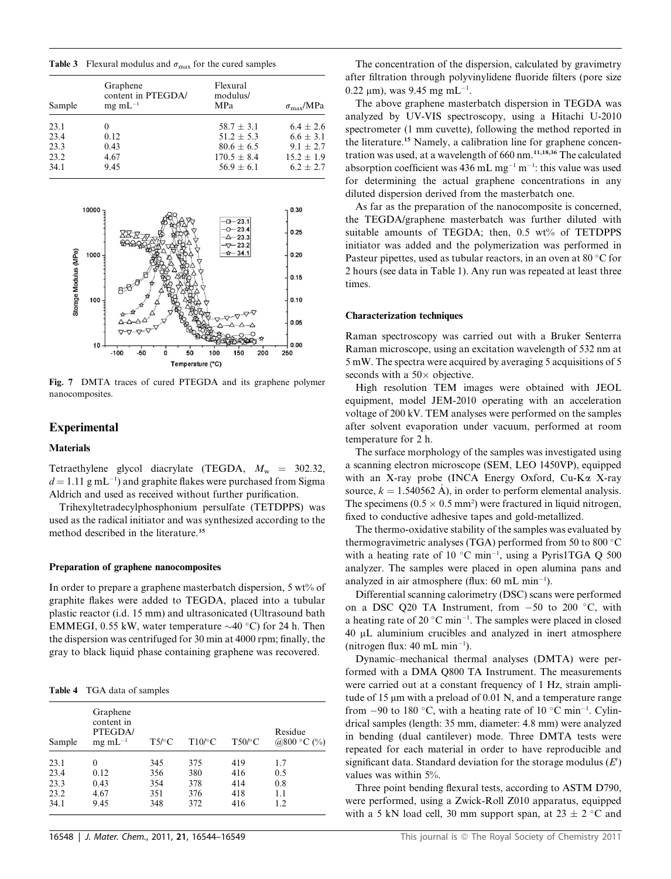**Table 3** Flexural modulus and $\sigma_{max}$ for the cured samples

| Sample | Graphene content in PTEGDA/ mg mL$^{-1}$ | Flexural modulus/ MPa | $\sigma_{max}$/MPa |
|---|---|---|---|
| 23.1 | 0 | 58.7 ± 3.1 | 6.4 ± 2.6 |
| 23.4 | 0.12 | 51.2 ± 5.3 | 6.6 ± 3.1 |
| 23.3 | 0.43 | 80.6 ± 6.5 | 9.1 ± 2.7 |
| 23.2 | 4.67 | 170.5 ± 8.4 | 15.2 ± 1.9 |
| 34.1 | 9.45 | 56.9 ± 6.1 | 6.2 ± 2.7 |

**Fig. 7** DMTA traces of cured PTEGDA and its graphene polymer nanocomposites.

## Experimental

### Materials

Tetraethylene glycol diacrylate (TEGDA, $M_w$ = 302.32, $d$ = 1.11 g mL$^{-1}$) and graphite flakes were purchased from Sigma Aldrich and used as received without further purification.

Trihexyltetradecylphosphonium persulfate (TETDPPS) was used as the radical initiator and was synthesized according to the method described in the literature.[35]

### Preparation of graphene nanocomposites

In order to prepare a graphene masterbatch dispersion, 5 wt% of graphite flakes were added to TEGDA, placed into a tubular plastic reactor (i.d. 15 mm) and ultrasonicated (Ultrasound bath EMMEGI, 0.55 kW, water temperature ~40 °C) for 24 h. Then the dispersion was centrifuged for 30 min at 4000 rpm; finally, the gray to black liquid phase containing graphene was recovered.

**Table 4** TGA data of samples

| Sample | Graphene content in PTEGDA/ mg mL$^{-1}$ | T5/°C | T10/°C | T50/°C | Residue @800 °C (%) |
|---|---|---|---|---|---|
| 23.1 | 0 | 345 | 375 | 419 | 1.7 |
| 23.4 | 0.12 | 356 | 380 | 416 | 0.5 |
| 23.3 | 0.43 | 354 | 378 | 414 | 0.8 |
| 23.2 | 4.67 | 351 | 376 | 418 | 1.1 |
| 34.1 | 9.45 | 348 | 372 | 416 | 1.2 |

The concentration of the dispersion, calculated by gravimetry after filtration through polyvinylidene fluoride filters (pore size 0.22 μm), was 9.45 mg mL$^{-1}$.

The above graphene masterbatch dispersion in TEGDA was analyzed by UV-VIS spectroscopy, using a Hitachi U-2010 spectrometer (1 mm cuvette), following the method reported in the literature.[15] Namely, a calibration line for graphene concentration was used, at a wavelength of 660 nm.[11,18,36] The calculated absorption coefficient was 436 mL mg$^{-1}$ m$^{-1}$: this value was used for determining the actual graphene concentrations in any diluted dispersion derived from the masterbatch one.

As far as the preparation of the nanocomposite is concerned, the TEGDA/graphene masterbatch was further diluted with suitable amounts of TEGDA; then, 0.5 wt% of TETDPPS initiator was added and the polymerization was performed in Pasteur pipettes, used as tubular reactors, in an oven at 80 °C for 2 hours (see data in Table 1). Any run was repeated at least three times.

### Characterization techniques

Raman spectroscopy was carried out with a Bruker Senterra Raman microscope, using an excitation wavelength of 532 nm at 5 mW. The spectra were acquired by averaging 5 acquisitions of 5 seconds with a 50× objective.

High resolution TEM images were obtained with JEOL equipment, model JEM-2010 operating with an acceleration voltage of 200 kV. TEM analyses were performed on the samples after solvent evaporation under vacuum, performed at room temperature for 2 h.

The surface morphology of the samples was investigated using a scanning electron microscope (SEM, LEO 1450VP), equipped with an X-ray probe (INCA Energy Oxford, Cu-Kα X-ray source, $k$ = 1.540562 Å), in order to perform elemental analysis. The specimens (0.5 × 0.5 mm$^2$) were fractured in liquid nitrogen, fixed to conductive adhesive tapes and gold-metallized.

The thermo-oxidative stability of the samples was evaluated by thermogravimetric analyses (TGA) performed from 50 to 800 °C with a heating rate of 10 °C min$^{-1}$, using a Pyris1TGA Q 500 analyzer. The samples were placed in open alumina pans and analyzed in air atmosphere (flux: 60 mL min$^{-1}$).

Differential scanning calorimetry (DSC) scans were performed on a DSC Q20 TA Instrument, from −50 to 200 °C, with a heating rate of 20 °C min$^{-1}$. The samples were placed in closed 40 μL aluminium crucibles and analyzed in inert atmosphere (nitrogen flux: 40 mL min$^{-1}$).

Dynamic–mechanical thermal analyses (DMTA) were performed with a DMA Q800 TA Instrument. The measurements were carried out at a constant frequency of 1 Hz, strain amplitude of 15 μm with a preload of 0.01 N, and a temperature range from −90 to 180 °C, with a heating rate of 10 °C min$^{-1}$. Cylindrical samples (length: 35 mm, diameter: 4.8 mm) were analyzed in bending (dual cantilever) mode. Three DMTA tests were repeated for each material in order to have reproducible and significant data. Standard deviation for the storage modulus ($E'$) values was within 5%.

Three point bending flexural tests, according to ASTM D790, were performed, using a Zwick-Roll Z010 apparatus, equipped with a 5 kN load cell, 30 mm support span, at 23 ± 2 °C and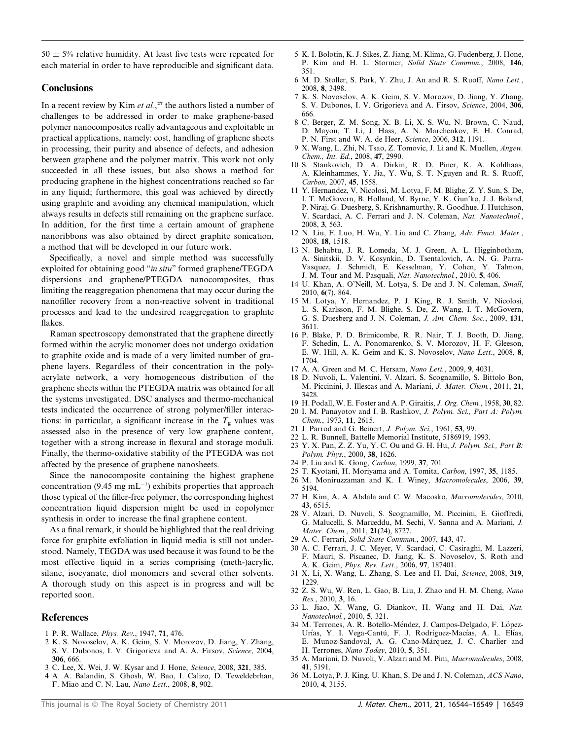50 ± 5% relative humidity. At least five tests were repeated for each material in order to have reproducible and significant data.

## Conclusions

In a recent review by Kim *et al.*,[27] the authors listed a number of challenges to be addressed in order to make graphene-based polymer nanocomposites really advantageous and exploitable in practical applications, namely: cost, handling of graphene sheets in processing, their purity and absence of defects, and adhesion between graphene and the polymer matrix. This work not only succeeded in all these issues, but also shows a method for producing graphene in the highest concentrations reached so far in any liquid; furthermore, this goal was achieved by directly using graphite and avoiding any chemical manipulation, which always results in defects still remaining on the graphene surface. In addition, for the first time a certain amount of graphene nanoribbons was also obtained by direct graphite sonication, a method that will be developed in our future work.

Specifically, a novel and simple method was successfully exploited for obtaining good "*in situ*" formed graphene/TEGDA dispersions and graphene/PTEGDA nanocomposites, thus limiting the reaggregation phenomena that may occur during the nanofiller recovery from a non-reactive solvent in traditional processes and lead to the undesired reaggregation to graphite flakes.

Raman spectroscopy demonstrated that the graphene directly formed within the acrylic monomer does not undergo oxidation to graphite oxide and is made of a very limited number of graphene layers. Regardless of their concentration in the polyacrylate network, a very homogeneous distribution of the graphene sheets within the PTEGDA matrix was obtained for all the systems investigated. DSC analyses and thermo-mechanical tests indicated the occurrence of strong polymer/filler interactions: in particular, a significant increase in the $T_g$ values was assessed also in the presence of very low graphene content, together with a strong increase in flexural and storage moduli. Finally, the thermo-oxidative stability of the PTEGDA was not affected by the presence of graphene nanosheets.

Since the nanocomposite containing the highest graphene concentration (9.45 mg mL$^{-1}$) exhibits properties that approach those typical of the filler-free polymer, the corresponding highest concentration liquid dispersion might be used in copolymer synthesis in order to increase the final graphene content.

As a final remark, it should be highlighted that the real driving force for graphite exfoliation in liquid media is still not understood. Namely, TEGDA was used because it was found to be the most effective liquid in a series comprising (meth-)acrylic, silane, isocyanate, diol monomers and several other solvents. A thorough study on this aspect is in progress and will be reported soon.

## References

1 P. R. Wallace, *Phys. Rev.*, 1947, **71**, 476.
2 K. S. Novoselov, A. K. Geim, S. V. Morozov, D. Jiang, Y. Zhang, S. V. Dubonos, I. V. Grigorieva and A. A. Firsov, *Science*, 2004, **306**, 666.
3 C. Lee, X. Wei, J. W. Kysar and J. Hone, *Science*, 2008, **321**, 385.
4 A. A. Balandin, S. Ghosh, W. Bao, I. Calizo, D. Teweldebrhan, F. Miao and C. N. Lau, *Nano Lett.*, 2008, **8**, 902.
5 K. I. Bolotin, K. J. Sikes, Z. Jiang, M. Klima, G. Fudenberg, J. Hone, P. Kim and H. L. Stormer, *Solid State Commun.*, 2008, **146**, 351.
6 M. D. Stoller, S. Park, Y. Zhu, J. An and R. S. Ruoff, *Nano Lett.*, 2008, **8**, 3498.
7 K. S. Novoselov, A. K. Geim, S. V. Morozov, D. Jiang, Y. Zhang, S. V. Dubonos, I. V. Grigorieva and A. Firsov, *Science*, 2004, **306**, 666.
8 C. Berger, Z. M. Song, X. B. Li, X. S. Wu, N. Brown, C. Naud, D. Mayou, T. Li, J. Hass, A. N. Marchenkov, E. H. Conrad, P. N. First and W. A. de Heer, *Science*, 2006, **312**, 1191.
9 X. Wang, L. Zhi, N. Tsao, Z. Tomovic, J. Li and K. Muellen, *Angew. Chem., Int. Ed.*, 2008, **47**, 2990.
10 S. Stankovich, D. A. Dirkin, R. D. Piner, K. A. Kohlhaas, A. Kleinhammes, Y. Jia, Y. Wu, S. T. Nguyen and R. S. Ruoff, *Carbon*, 2007, **45**, 1558.
11 Y. Hernandez, V. Nicolosi, M. Lotya, F. M. Blighe, Z. Y. Sun, S. De, I. T. McGovern, B. Holland, M. Byrne, Y. K. Gun'ko, J. J. Boland, P. Niraj, G. Duesberg, S. Krishnamurthy, R. Goodhue, J. Hutchison, V. Scardaci, A. C. Ferrari and J. N. Coleman, *Nat. Nanotechnol.*, 2008, **3**, 563.
12 N. Liu, F. Luo, H. Wu, Y. Liu and C. Zhang, *Adv. Funct. Mater.*, 2008, **18**, 1518.
13 N. Behabtu, J. R. Lomeda, M. J. Green, A. L. Higginbotham, A. Sinitskii, D. V. Kosynkin, D. Tsentalovich, A. N. G. Parra-Vasquez, J. Schmidt, E. Kesselman, Y. Cohen, Y. Talmon, J. M. Tour and M. Pasquali, *Nat. Nanotechnol.*, 2010, **5**, 406.
14 U. Khan, A. O'Neill, M. Lotya, S. De and J. N. Coleman, *Small*, 2010, **6**(7), 864.
15 M. Lotya, Y. Hernandez, P. J. King, R. J. Smith, V. Nicolosi, L. S. Karlsson, F. M. Blighe, S. De, Z. Wang, I. T. McGovern, G. S. Duesberg and J. N. Coleman, *J. Am. Chem. Soc.*, 2009, **131**, 3611.
16 P. Blake, P. D. Brimicombe, R. R. Nair, T. J. Booth, D. Jiang, F. Schedin, L. A. Ponomarenko, S. V. Morozov, H. F. Gleeson, E. W. Hill, A. K. Geim and K. S. Novoselov, *Nano Lett.*, 2008, **8**, 1704.
17 A. A. Green and M. C. Hersam, *Nano Lett.*, 2009, **9**, 4031.
18 D. Nuvoli, L. Valentini, V. Alzari, S. Scognamillo, S. Bittolo Bon, M. Piccinini, J. Illescas and A. Mariani, *J. Mater. Chem.*, 2011, **21**, 3428.
19 H. Podall, W. E. Foster and A. P. Giraitis, *J. Org. Chem.*, 1958, **30**, 82.
20 I. M. Panayotov and I. B. Rashkov, *J. Polym. Sci., Part A: Polym. Chem.*, 1973, **11**, 2615.
21 J. Parrod and G. Beinert, *J. Polym. Sci.*, 1961, **53**, 99.
22 L. R. Bunnell, Battelle Memorial Institute, 5186919, 1993.
23 Y. X. Pan, Z. Z. Yu, Y. C. Ou and G. H. Hu, *J. Polym. Sci., Part B: Polym. Phys.*, 2000, **38**, 1626.
24 P. Liu and K. Gong, *Carbon*, 1999, **37**, 701.
25 T. Kyotani, H. Moriyama and A. Tomita, *Carbon*, 1997, **35**, 1185.
26 M. Moniruzzaman and K. I. Winey, *Macromolecules*, 2006, **39**, 5194.
27 H. Kim, A. A. Abdala and C. W. Macosko, *Macromolecules*, 2010, **43**, 6515.
28 V. Alzari, D. Nuvoli, S. Scognamillo, M. Piccinini, E. Gioffredi, G. Malucelli, S. Marceddu, M. Sechi, V. Sanna and A. Mariani, *J. Mater. Chem.*, 2011, **21**(24), 8727.
29 A. C. Ferrari, *Solid State Commun.*, 2007, **143**, 47.
30 A. C. Ferrari, J. C. Meyer, V. Scardaci, C. Casiraghi, M. Lazzeri, F. Mauri, S. Piscanec, D. Jiang, K. S. Novoselov, S. Roth and A. K. Geim, *Phys. Rev. Lett.*, 2006, **97**, 187401.
31 X. Li, X. Wang, L. Zhang, S. Lee and H. Dai, *Science*, 2008, **319**, 1229.
32 Z. S. Wu, W. Ren, L. Gao, B. Liu, J. Zhao and H. M. Cheng, *Nano Res.*, 2010, **3**, 16.
33 L. Jiao, X. Wang, G. Diankov, H. Wang and H. Dai, *Nat. Nanotechnol.*, 2010, **5**, 321.
34 M. Terrones, A. R. Botello-Méndez, J. Campos-Delgado, F. López-Urías, Y. I. Vega-Cantú, F. J. Rodríguez-Macías, A. L. Elías, E. Munoz-Sandoval, A. G. Cano-Márquez, J. C. Charlier and H. Terrones, *Nano Today*, 2010, **5**, 351.
35 A. Mariani, D. Nuvoli, V. Alzari and M. Pini, *Macromolecules*, 2008, **41**, 5191.
36 M. Lotya, P. J. King, U. Khan, S. De and J. N. Coleman, *ACS Nano*, 2010, **4**, 3155.